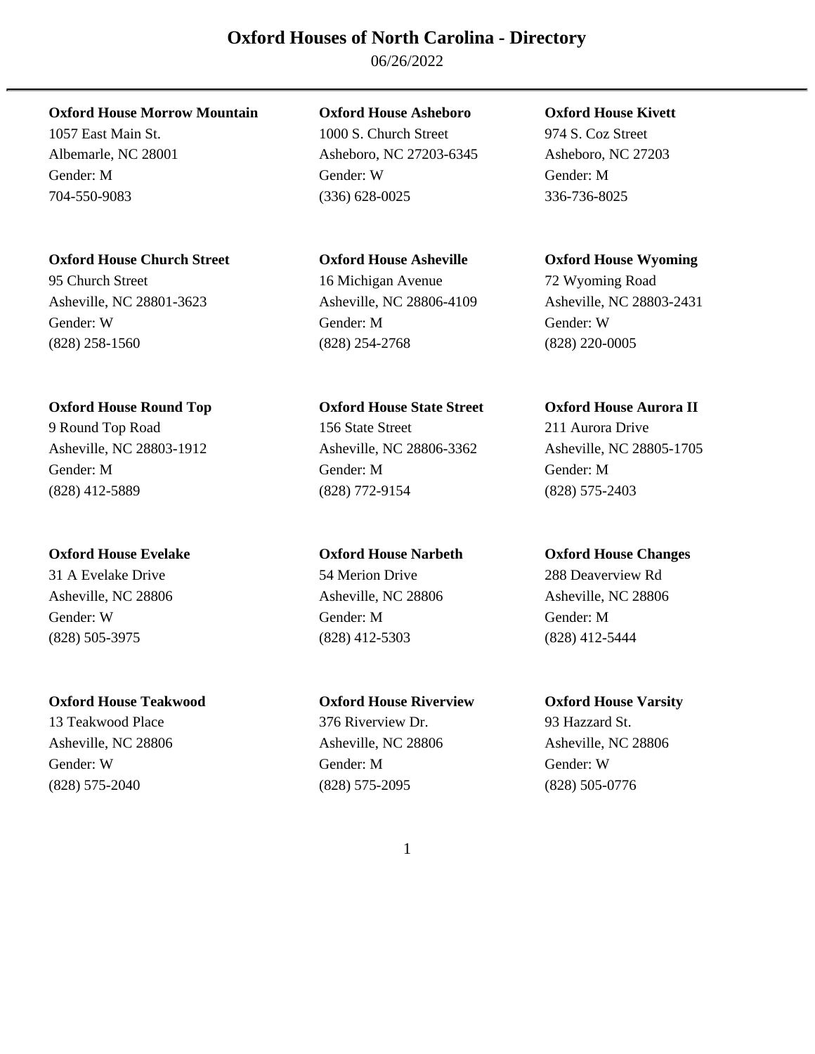# Oxford Houses of North Carolina - Directory

06/26/2022

**Oxford House Morrow Mountain**
1057 East Main St.
Albemarle, NC 28001
Gender: M
704-550-9083

**Oxford House Asheboro**
1000 S. Church Street
Asheboro, NC 27203-6345
Gender: W
(336) 628-0025

**Oxford House Kivett**
974 S. Coz Street
Asheboro, NC 27203
Gender: M
336-736-8025

**Oxford House Church Street**
95 Church Street
Asheville, NC 28801-3623
Gender: W
(828) 258-1560

**Oxford House Asheville**
16 Michigan Avenue
Asheville, NC 28806-4109
Gender: M
(828) 254-2768

**Oxford House Wyoming**
72 Wyoming Road
Asheville, NC 28803-2431
Gender: W
(828) 220-0005

**Oxford House Round Top**
9 Round Top Road
Asheville, NC 28803-1912
Gender: M
(828) 412-5889

**Oxford House State Street**
156 State Street
Asheville, NC 28806-3362
Gender: M
(828) 772-9154

**Oxford House Aurora II**
211 Aurora Drive
Asheville, NC 28805-1705
Gender: M
(828) 575-2403

**Oxford House Evelake**
31 A Evelake Drive
Asheville, NC 28806
Gender: W
(828) 505-3975

**Oxford House Narbeth**
54 Merion Drive
Asheville, NC 28806
Gender: M
(828) 412-5303

**Oxford House Changes**
288 Deaverview Rd
Asheville, NC 28806
Gender: M
(828) 412-5444

**Oxford House Teakwood**
13 Teakwood Place
Asheville, NC 28806
Gender: W
(828) 575-2040

**Oxford House Riverview**
376 Riverview Dr.
Asheville, NC 28806
Gender: M
(828) 575-2095

**Oxford House Varsity**
93 Hazzard St.
Asheville, NC 28806
Gender: W
(828) 505-0776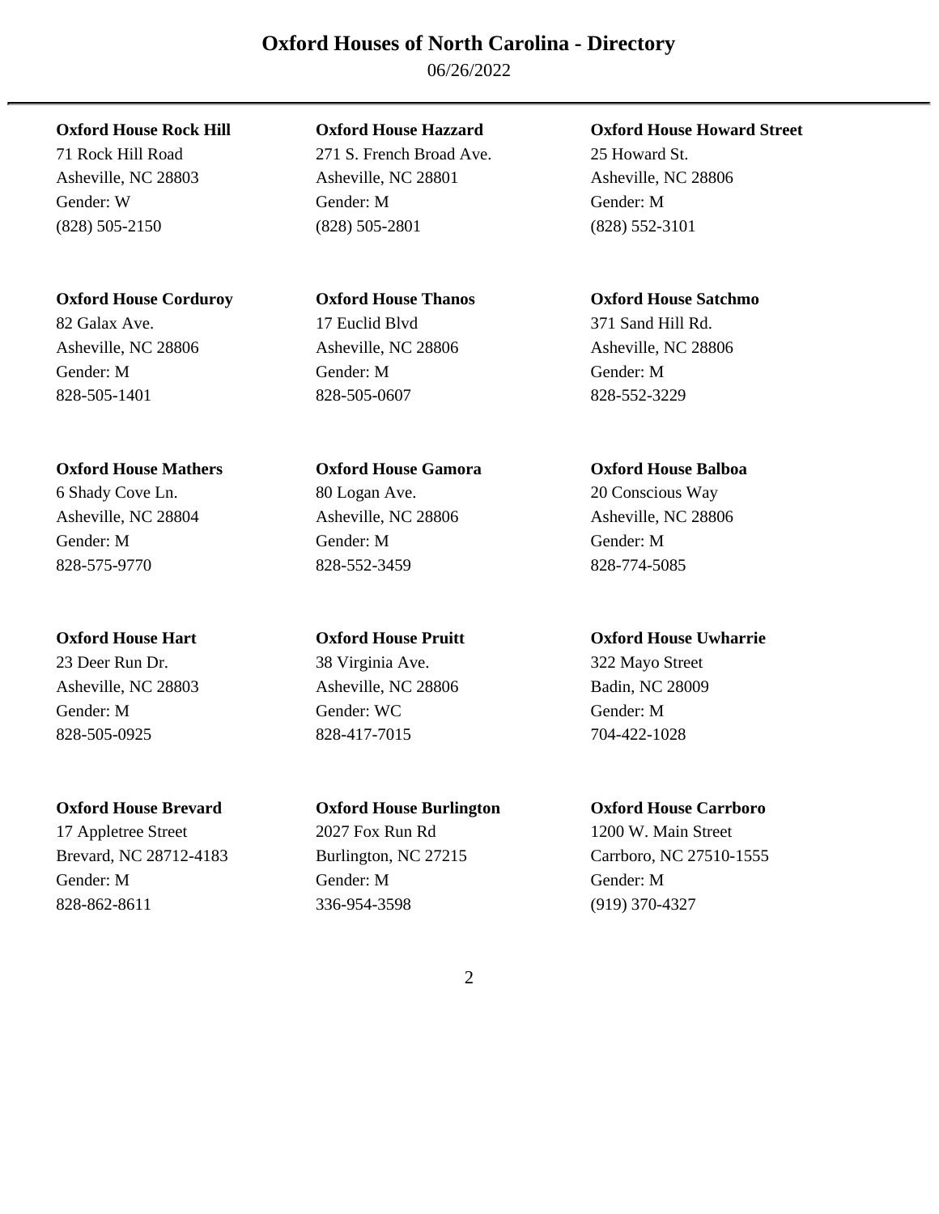# Oxford Houses of North Carolina - Directory

06/26/2022

**Oxford House Rock Hill**
71 Rock Hill Road
Asheville, NC 28803
Gender: W
(828) 505-2150

**Oxford House Hazzard**
271 S. French Broad Ave.
Asheville, NC 28801
Gender: M
(828) 505-2801

**Oxford House Howard Street**
25 Howard St.
Asheville, NC 28806
Gender: M
(828) 552-3101

**Oxford House Corduroy**
82 Galax Ave.
Asheville, NC 28806
Gender: M
828-505-1401

**Oxford House Thanos**
17 Euclid Blvd
Asheville, NC 28806
Gender: M
828-505-0607

**Oxford House Satchmo**
371 Sand Hill Rd.
Asheville, NC 28806
Gender: M
828-552-3229

**Oxford House Mathers**
6 Shady Cove Ln.
Asheville, NC 28804
Gender: M
828-575-9770

**Oxford House Gamora**
80 Logan Ave.
Asheville, NC 28806
Gender: M
828-552-3459

**Oxford House Balboa**
20 Conscious Way
Asheville, NC 28806
Gender: M
828-774-5085

**Oxford House Hart**
23 Deer Run Dr.
Asheville, NC 28803
Gender: M
828-505-0925

**Oxford House Pruitt**
38 Virginia Ave.
Asheville, NC 28806
Gender: WC
828-417-7015

**Oxford House Uwharrie**
322 Mayo Street
Badin, NC 28009
Gender: M
704-422-1028

**Oxford House Brevard**
17 Appletree Street
Brevard, NC 28712-4183
Gender: M
828-862-8611

**Oxford House Burlington**
2027 Fox Run Rd
Burlington, NC 27215
Gender: M
336-954-3598

**Oxford House Carrboro**
1200 W. Main Street
Carrboro, NC 27510-1555
Gender: M
(919) 370-4327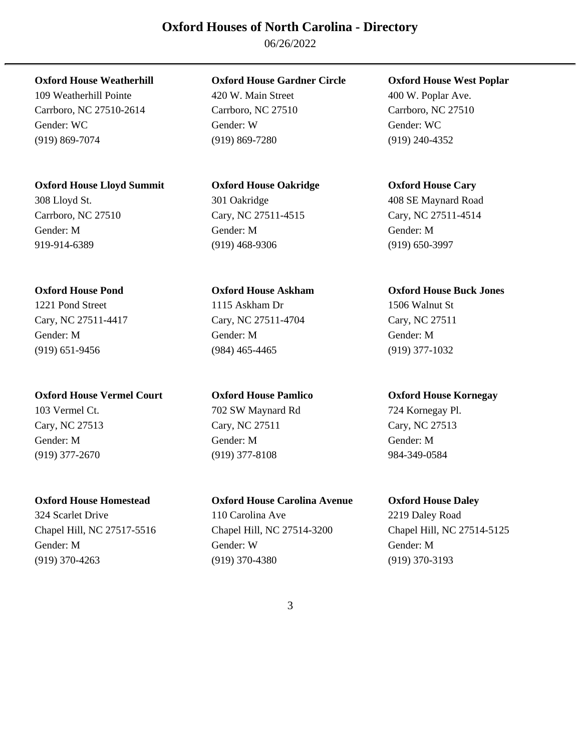# Oxford Houses of North Carolina - Directory

06/26/2022

**Oxford House Weatherhill**
109 Weatherhill Pointe
Carrboro, NC 27510-2614
Gender: WC
(919) 869-7074

**Oxford House Gardner Circle**
420 W. Main Street
Carrboro, NC 27510
Gender: W
(919) 869-7280

**Oxford House West Poplar**
400 W. Poplar Ave.
Carrboro, NC 27510
Gender: WC
(919) 240-4352

**Oxford House Lloyd Summit**
308 Lloyd St.
Carrboro, NC 27510
Gender: M
919-914-6389

**Oxford House Oakridge**
301 Oakridge
Cary, NC 27511-4515
Gender: M
(919) 468-9306

**Oxford House Cary**
408 SE Maynard Road
Cary, NC 27511-4514
Gender: M
(919) 650-3997

**Oxford House Pond**
1221 Pond Street
Cary, NC 27511-4417
Gender: M
(919) 651-9456

**Oxford House Askham**
1115 Askham Dr
Cary, NC 27511-4704
Gender: M
(984) 465-4465

**Oxford House Buck Jones**
1506 Walnut St
Cary, NC 27511
Gender: M
(919) 377-1032

**Oxford House Vermel Court**
103 Vermel Ct.
Cary, NC 27513
Gender: M
(919) 377-2670

**Oxford House Pamlico**
702 SW Maynard Rd
Cary, NC 27511
Gender: M
(919) 377-8108

**Oxford House Kornegay**
724 Kornegay Pl.
Cary, NC 27513
Gender: M
984-349-0584

**Oxford House Homestead**
324 Scarlet Drive
Chapel Hill, NC 27517-5516
Gender: M
(919) 370-4263

**Oxford House Carolina Avenue**
110 Carolina Ave
Chapel Hill, NC 27514-3200
Gender: W
(919) 370-4380

**Oxford House Daley**
2219 Daley Road
Chapel Hill, NC 27514-5125
Gender: M
(919) 370-3193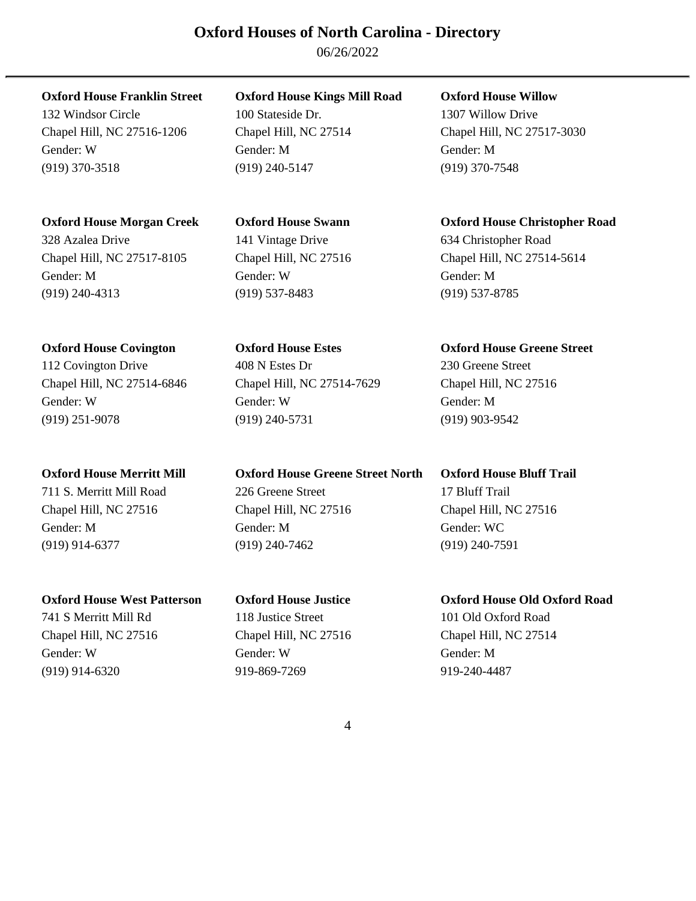# Oxford Houses of North Carolina - Directory

06/26/2022

**Oxford House Franklin Street**
132 Windsor Circle
Chapel Hill, NC 27516-1206
Gender: W
(919) 370-3518

**Oxford House Kings Mill Road**
100 Stateside Dr.
Chapel Hill, NC 27514
Gender: M
(919) 240-5147

**Oxford House Willow**
1307 Willow Drive
Chapel Hill, NC 27517-3030
Gender: M
(919) 370-7548

**Oxford House Morgan Creek**
328 Azalea Drive
Chapel Hill, NC 27517-8105
Gender: M
(919) 240-4313

**Oxford House Swann**
141 Vintage Drive
Chapel Hill, NC 27516
Gender: W
(919) 537-8483

**Oxford House Christopher Road**
634 Christopher Road
Chapel Hill, NC 27514-5614
Gender: M
(919) 537-8785

**Oxford House Covington**
112 Covington Drive
Chapel Hill, NC 27514-6846
Gender: W
(919) 251-9078

**Oxford House Estes**
408 N Estes Dr
Chapel Hill, NC 27514-7629
Gender: W
(919) 240-5731

**Oxford House Greene Street**
230 Greene Street
Chapel Hill, NC 27516
Gender: M
(919) 903-9542

**Oxford House Merritt Mill**
711 S. Merritt Mill Road
Chapel Hill, NC 27516
Gender: M
(919) 914-6377

**Oxford House Greene Street North**
226 Greene Street
Chapel Hill, NC 27516
Gender: M
(919) 240-7462

**Oxford House Bluff Trail**
17 Bluff Trail
Chapel Hill, NC 27516
Gender: WC
(919) 240-7591

**Oxford House West Patterson**
741 S Merritt Mill Rd
Chapel Hill, NC 27516
Gender: W
(919) 914-6320

**Oxford House Justice**
118 Justice Street
Chapel Hill, NC 27516
Gender: W
919-869-7269

**Oxford House Old Oxford Road**
101 Old Oxford Road
Chapel Hill, NC 27514
Gender: M
919-240-4487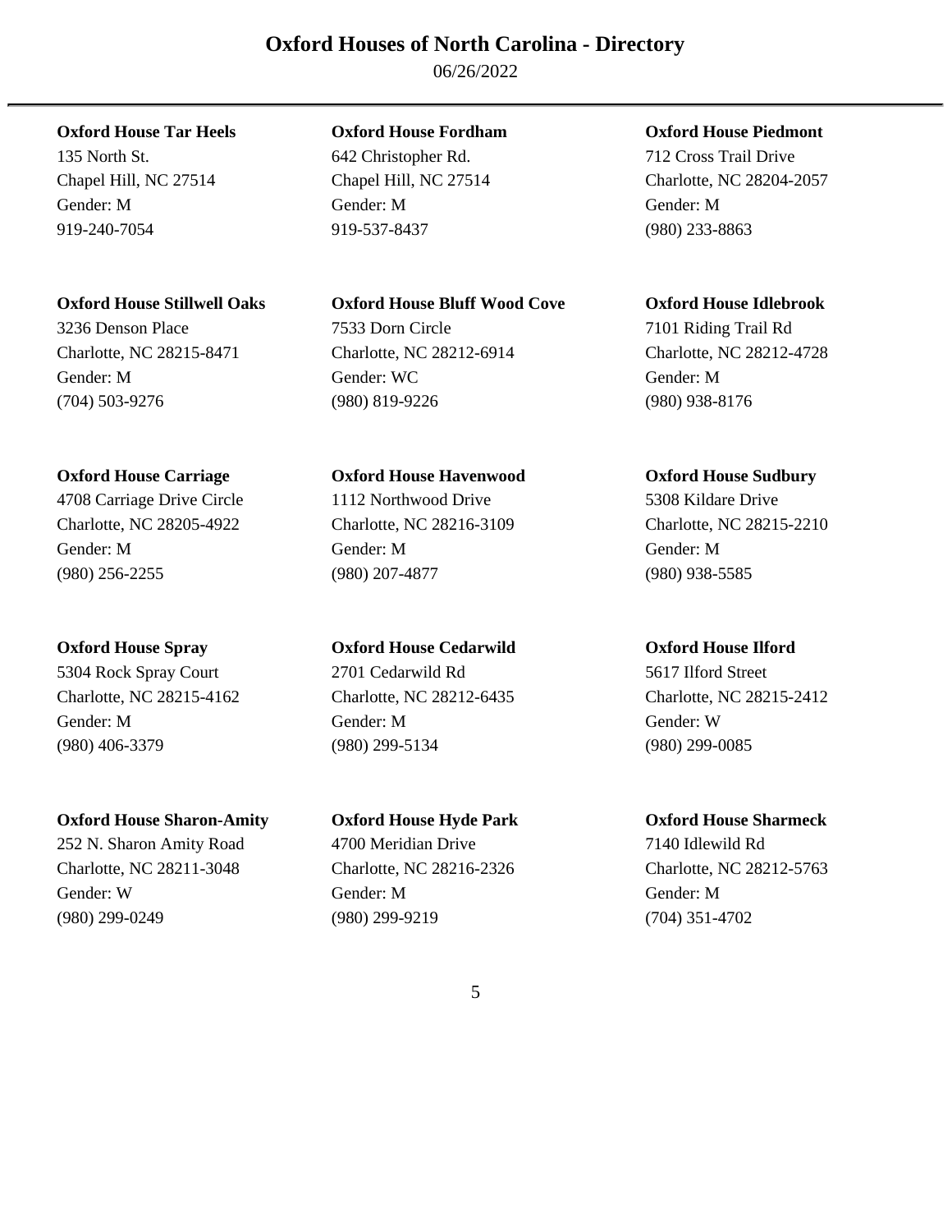# Oxford Houses of North Carolina - Directory

06/26/2022

**Oxford House Tar Heels**
135 North St.
Chapel Hill, NC 27514
Gender: M
919-240-7054

**Oxford House Fordham**
642 Christopher Rd.
Chapel Hill, NC 27514
Gender: M
919-537-8437

**Oxford House Piedmont**
712 Cross Trail Drive
Charlotte, NC 28204-2057
Gender: M
(980) 233-8863

**Oxford House Stillwell Oaks**
3236 Denson Place
Charlotte, NC 28215-8471
Gender: M
(704) 503-9276

**Oxford House Bluff Wood Cove**
7533 Dorn Circle
Charlotte, NC 28212-6914
Gender: WC
(980) 819-9226

**Oxford House Idlebrook**
7101 Riding Trail Rd
Charlotte, NC 28212-4728
Gender: M
(980) 938-8176

**Oxford House Carriage**
4708 Carriage Drive Circle
Charlotte, NC 28205-4922
Gender: M
(980) 256-2255

**Oxford House Havenwood**
1112 Northwood Drive
Charlotte, NC 28216-3109
Gender: M
(980) 207-4877

**Oxford House Sudbury**
5308 Kildare Drive
Charlotte, NC 28215-2210
Gender: M
(980) 938-5585

**Oxford House Spray**
5304 Rock Spray Court
Charlotte, NC 28215-4162
Gender: M
(980) 406-3379

**Oxford House Cedarwild**
2701 Cedarwild Rd
Charlotte, NC 28212-6435
Gender: M
(980) 299-5134

**Oxford House Ilford**
5617 Ilford Street
Charlotte, NC 28215-2412
Gender: W
(980) 299-0085

**Oxford House Sharon-Amity**
252 N. Sharon Amity Road
Charlotte, NC 28211-3048
Gender: W
(980) 299-0249

**Oxford House Hyde Park**
4700 Meridian Drive
Charlotte, NC 28216-2326
Gender: M
(980) 299-9219

**Oxford House Sharmeck**
7140 Idlewild Rd
Charlotte, NC 28212-5763
Gender: M
(704) 351-4702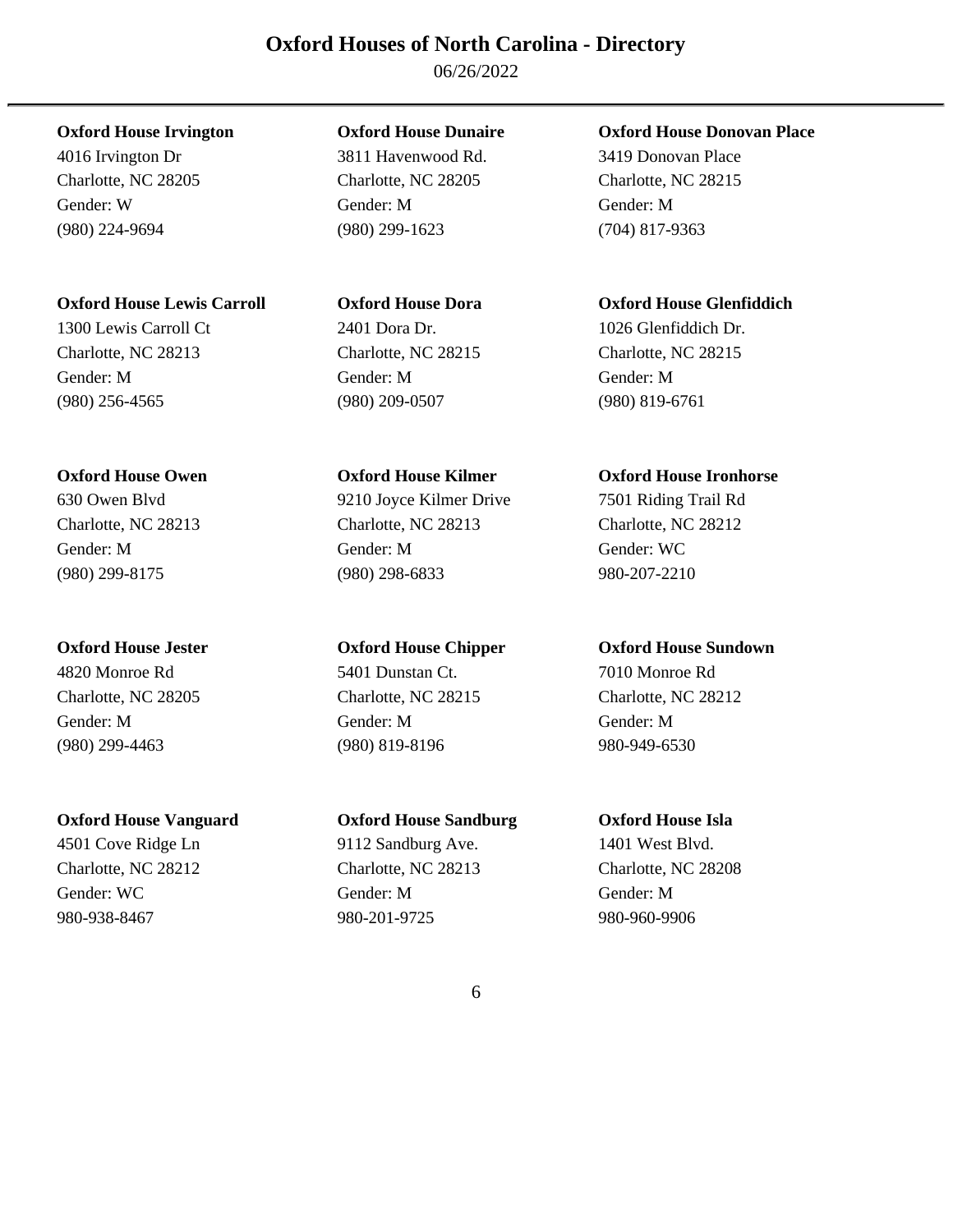# Oxford Houses of North Carolina - Directory

06/26/2022

**Oxford House Irvington**
4016 Irvington Dr
Charlotte, NC 28205
Gender: W
(980) 224-9694

**Oxford House Dunaire**
3811 Havenwood Rd.
Charlotte, NC 28205
Gender: M
(980) 299-1623

**Oxford House Donovan Place**
3419 Donovan Place
Charlotte, NC 28215
Gender: M
(704) 817-9363

**Oxford House Lewis Carroll**
1300 Lewis Carroll Ct
Charlotte, NC 28213
Gender: M
(980) 256-4565

**Oxford House Dora**
2401 Dora Dr.
Charlotte, NC 28215
Gender: M
(980) 209-0507

**Oxford House Glenfiddich**
1026 Glenfiddich Dr.
Charlotte, NC 28215
Gender: M
(980) 819-6761

**Oxford House Owen**
630 Owen Blvd
Charlotte, NC 28213
Gender: M
(980) 299-8175

**Oxford House Kilmer**
9210 Joyce Kilmer Drive
Charlotte, NC 28213
Gender: M
(980) 298-6833

**Oxford House Ironhorse**
7501 Riding Trail Rd
Charlotte, NC 28212
Gender: WC
980-207-2210

**Oxford House Jester**
4820 Monroe Rd
Charlotte, NC 28205
Gender: M
(980) 299-4463

**Oxford House Chipper**
5401 Dunstan Ct.
Charlotte, NC 28215
Gender: M
(980) 819-8196

**Oxford House Sundown**
7010 Monroe Rd
Charlotte, NC 28212
Gender: M
980-949-6530

**Oxford House Vanguard**
4501 Cove Ridge Ln
Charlotte, NC 28212
Gender: WC
980-938-8467

**Oxford House Sandburg**
9112 Sandburg Ave.
Charlotte, NC 28213
Gender: M
980-201-9725

**Oxford House Isla**
1401 West Blvd.
Charlotte, NC 28208
Gender: M
980-960-9906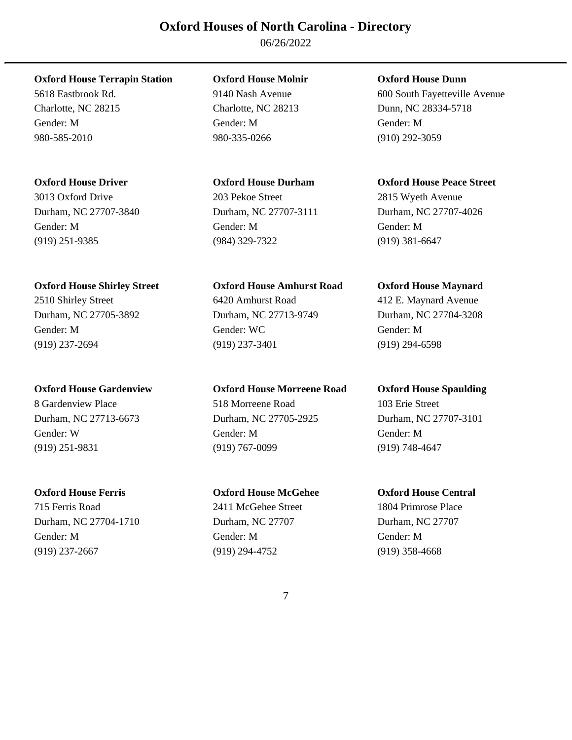# Oxford Houses of North Carolina - Directory

06/26/2022

**Oxford House Terrapin Station**
5618 Eastbrook Rd.
Charlotte, NC 28215
Gender: M
980-585-2010

**Oxford House Molnir**
9140 Nash Avenue
Charlotte, NC 28213
Gender: M
980-335-0266

**Oxford House Dunn**
600 South Fayetteville Avenue
Dunn, NC 28334-5718
Gender: M
(910) 292-3059

**Oxford House Driver**
3013 Oxford Drive
Durham, NC 27707-3840
Gender: M
(919) 251-9385

**Oxford House Durham**
203 Pekoe Street
Durham, NC 27707-3111
Gender: M
(984) 329-7322

**Oxford House Peace Street**
2815 Wyeth Avenue
Durham, NC 27707-4026
Gender: M
(919) 381-6647

**Oxford House Shirley Street**
2510 Shirley Street
Durham, NC 27705-3892
Gender: M
(919) 237-2694

**Oxford House Amhurst Road**
6420 Amhurst Road
Durham, NC 27713-9749
Gender: WC
(919) 237-3401

**Oxford House Maynard**
412 E. Maynard Avenue
Durham, NC 27704-3208
Gender: M
(919) 294-6598

**Oxford House Gardenview**
8 Gardenview Place
Durham, NC 27713-6673
Gender: W
(919) 251-9831

**Oxford House Morreene Road**
518 Morreene Road
Durham, NC 27705-2925
Gender: M
(919) 767-0099

**Oxford House Spaulding**
103 Erie Street
Durham, NC 27707-3101
Gender: M
(919) 748-4647

**Oxford House Ferris**
715 Ferris Road
Durham, NC 27704-1710
Gender: M
(919) 237-2667

**Oxford House McGehee**
2411 McGehee Street
Durham, NC 27707
Gender: M
(919) 294-4752

**Oxford House Central**
1804 Primrose Place
Durham, NC 27707
Gender: M
(919) 358-4668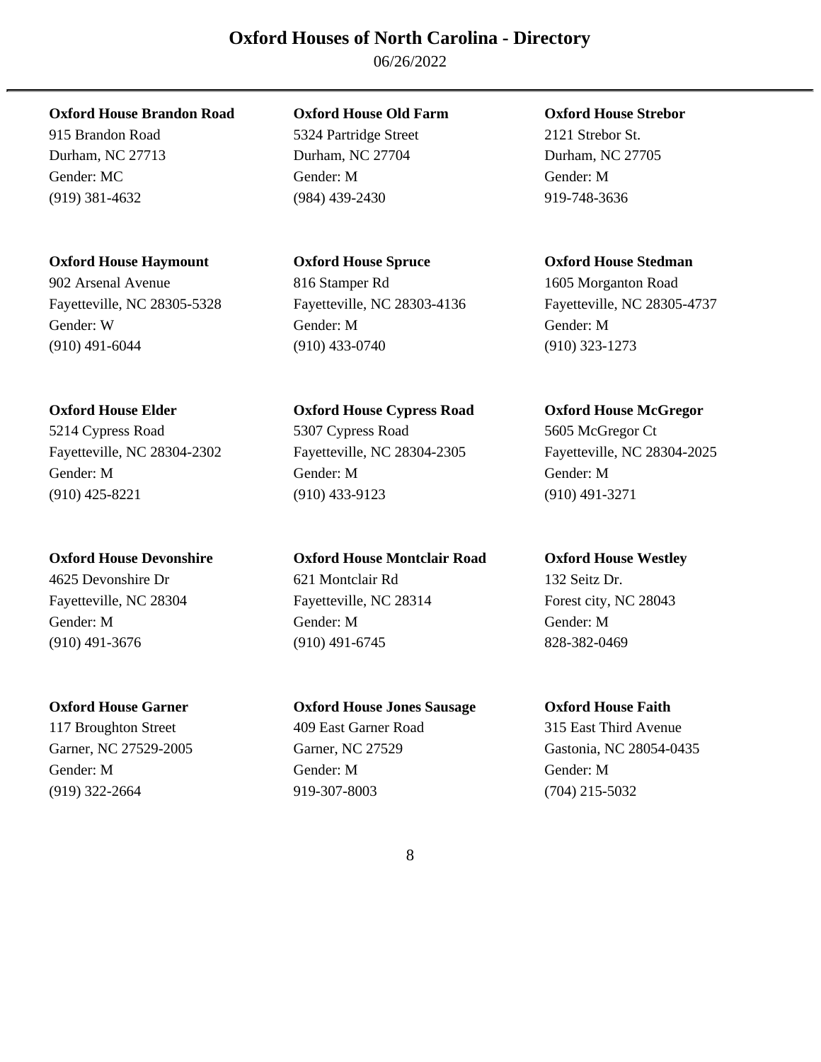# Oxford Houses of North Carolina - Directory

06/26/2022

---

**Oxford House Brandon Road**
915 Brandon Road
Durham, NC 27713
Gender: MC
(919) 381-4632

**Oxford House Old Farm**
5324 Partridge Street
Durham, NC 27704
Gender: M
(984) 439-2430

**Oxford House Strebor**
2121 Strebor St.
Durham, NC 27705
Gender: M
919-748-3636

**Oxford House Haymount**
902 Arsenal Avenue
Fayetteville, NC 28305-5328
Gender: W
(910) 491-6044

**Oxford House Spruce**
816 Stamper Rd
Fayetteville, NC 28303-4136
Gender: M
(910) 433-0740

**Oxford House Stedman**
1605 Morganton Road
Fayetteville, NC 28305-4737
Gender: M
(910) 323-1273

**Oxford House Elder**
5214 Cypress Road
Fayetteville, NC 28304-2302
Gender: M
(910) 425-8221

**Oxford House Cypress Road**
5307 Cypress Road
Fayetteville, NC 28304-2305
Gender: M
(910) 433-9123

**Oxford House McGregor**
5605 McGregor Ct
Fayetteville, NC 28304-2025
Gender: M
(910) 491-3271

**Oxford House Devonshire**
4625 Devonshire Dr
Fayetteville, NC 28304
Gender: M
(910) 491-3676

**Oxford House Montclair Road**
621 Montclair Rd
Fayetteville, NC 28314
Gender: M
(910) 491-6745

**Oxford House Westley**
132 Seitz Dr.
Forest city, NC 28043
Gender: M
828-382-0469

**Oxford House Garner**
117 Broughton Street
Garner, NC 27529-2005
Gender: M
(919) 322-2664

**Oxford House Jones Sausage**
409 East Garner Road
Garner, NC 27529
Gender: M
919-307-8003

**Oxford House Faith**
315 East Third Avenue
Gastonia, NC 28054-0435
Gender: M
(704) 215-5032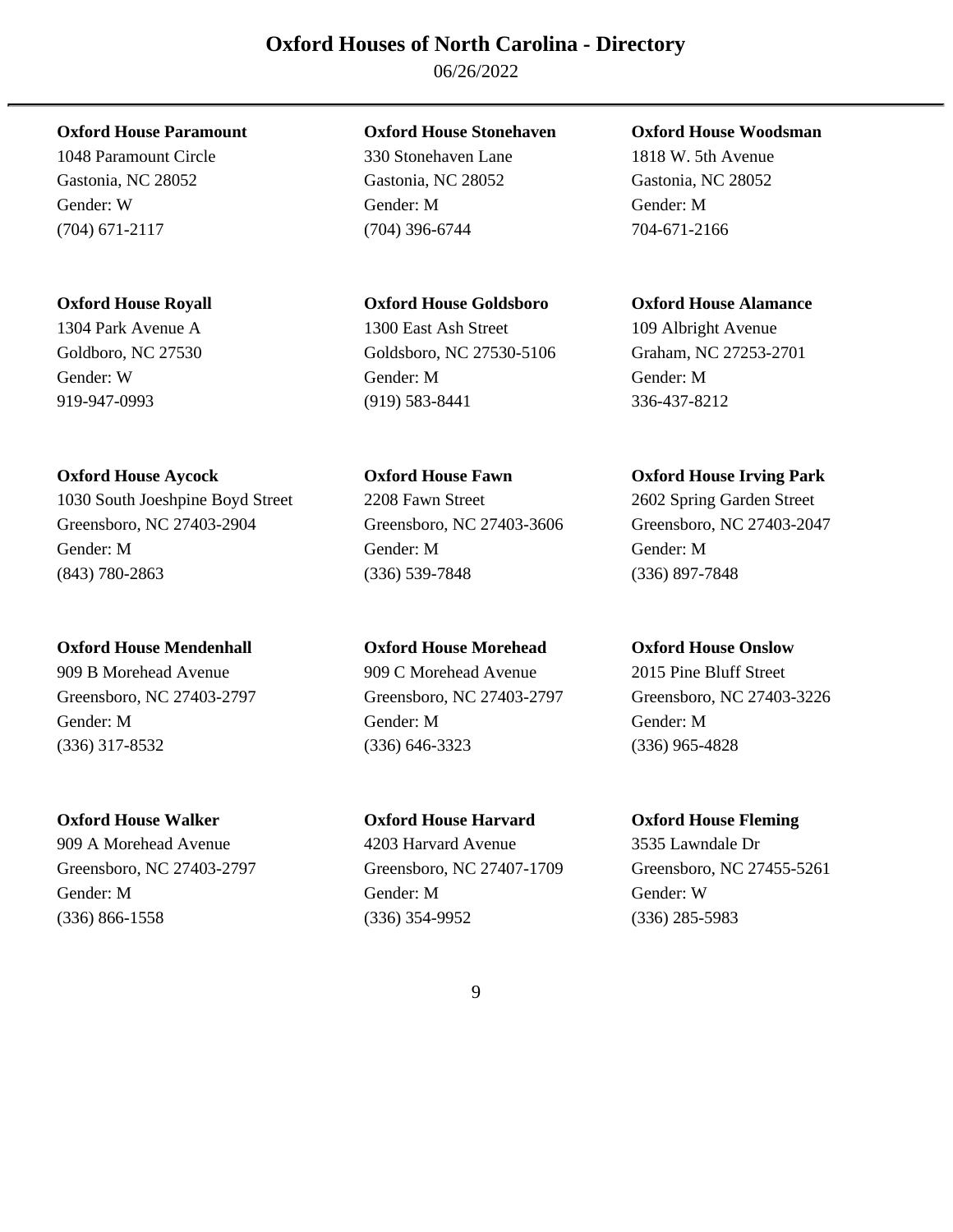# Oxford Houses of North Carolina - Directory

06/26/2022

---

**Oxford House Paramount**
1048 Paramount Circle
Gastonia, NC 28052
Gender: W
(704) 671-2117

**Oxford House Stonehaven**
330 Stonehaven Lane
Gastonia, NC 28052
Gender: M
(704) 396-6744

**Oxford House Woodsman**
1818 W. 5th Avenue
Gastonia, NC 28052
Gender: M
704-671-2166

**Oxford House Royall**
1304 Park Avenue A
Goldboro, NC 27530
Gender: W
919-947-0993

**Oxford House Goldsboro**
1300 East Ash Street
Goldsboro, NC 27530-5106
Gender: M
(919) 583-8441

**Oxford House Alamance**
109 Albright Avenue
Graham, NC 27253-2701
Gender: M
336-437-8212

**Oxford House Aycock**
1030 South Joeshpine Boyd Street
Greensboro, NC 27403-2904
Gender: M
(843) 780-2863

**Oxford House Fawn**
2208 Fawn Street
Greensboro, NC 27403-3606
Gender: M
(336) 539-7848

**Oxford House Irving Park**
2602 Spring Garden Street
Greensboro, NC 27403-2047
Gender: M
(336) 897-7848

**Oxford House Mendenhall**
909 B Morehead Avenue
Greensboro, NC 27403-2797
Gender: M
(336) 317-8532

**Oxford House Morehead**
909 C Morehead Avenue
Greensboro, NC 27403-2797
Gender: M
(336) 646-3323

**Oxford House Onslow**
2015 Pine Bluff Street
Greensboro, NC 27403-3226
Gender: M
(336) 965-4828

**Oxford House Walker**
909 A Morehead Avenue
Greensboro, NC 27403-2797
Gender: M
(336) 866-1558

**Oxford House Harvard**
4203 Harvard Avenue
Greensboro, NC 27407-1709
Gender: M
(336) 354-9952

**Oxford House Fleming**
3535 Lawndale Dr
Greensboro, NC 27455-5261
Gender: W
(336) 285-5983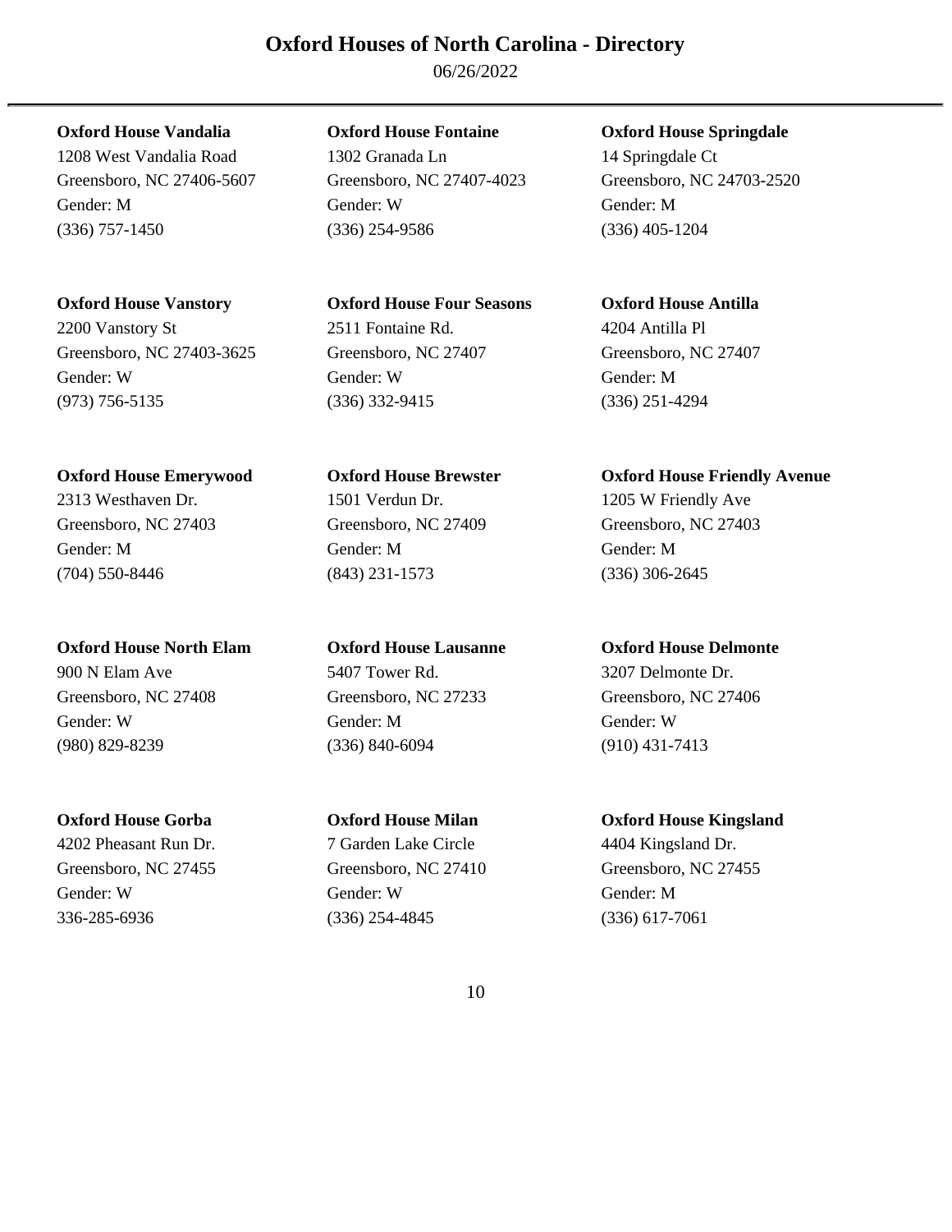# Oxford Houses of North Carolina - Directory

06/26/2022

**Oxford House Vandalia**
1208 West Vandalia Road
Greensboro, NC 27406-5607
Gender: M
(336) 757-1450

**Oxford House Fontaine**
1302 Granada Ln
Greensboro, NC 27407-4023
Gender: W
(336) 254-9586

**Oxford House Springdale**
14 Springdale Ct
Greensboro, NC 24703-2520
Gender: M
(336) 405-1204

**Oxford House Vanstory**
2200 Vanstory St
Greensboro, NC 27403-3625
Gender: W
(973) 756-5135

**Oxford House Four Seasons**
2511 Fontaine Rd.
Greensboro, NC 27407
Gender: W
(336) 332-9415

**Oxford House Antilla**
4204 Antilla Pl
Greensboro, NC 27407
Gender: M
(336) 251-4294

**Oxford House Emerywood**
2313 Westhaven Dr.
Greensboro, NC 27403
Gender: M
(704) 550-8446

**Oxford House Brewster**
1501 Verdun Dr.
Greensboro, NC 27409
Gender: M
(843) 231-1573

**Oxford House Friendly Avenue**
1205 W Friendly Ave
Greensboro, NC 27403
Gender: M
(336) 306-2645

**Oxford House North Elam**
900 N Elam Ave
Greensboro, NC 27408
Gender: W
(980) 829-8239

**Oxford House Lausanne**
5407 Tower Rd.
Greensboro, NC 27233
Gender: M
(336) 840-6094

**Oxford House Delmonte**
3207 Delmonte Dr.
Greensboro, NC 27406
Gender: W
(910) 431-7413

**Oxford House Gorba**
4202 Pheasant Run Dr.
Greensboro, NC 27455
Gender: W
336-285-6936

**Oxford House Milan**
7 Garden Lake Circle
Greensboro, NC 27410
Gender: W
(336) 254-4845

**Oxford House Kingsland**
4404 Kingsland Dr.
Greensboro, NC 27455
Gender: M
(336) 617-7061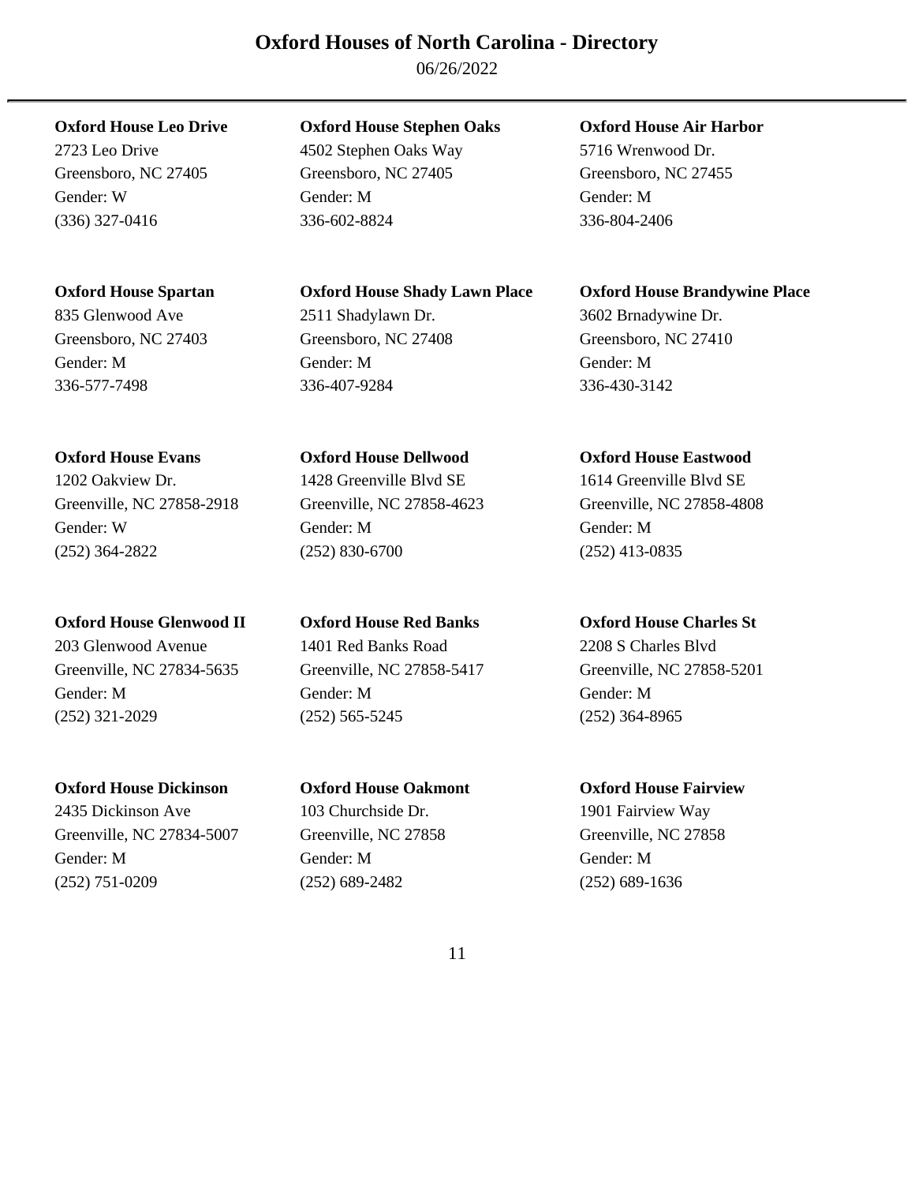# Oxford Houses of North Carolina - Directory

06/26/2022

**Oxford House Leo Drive**
2723 Leo Drive
Greensboro, NC 27405
Gender: W
(336) 327-0416

**Oxford House Stephen Oaks**
4502 Stephen Oaks Way
Greensboro, NC 27405
Gender: M
336-602-8824

**Oxford House Air Harbor**
5716 Wrenwood Dr.
Greensboro, NC 27455
Gender: M
336-804-2406

**Oxford House Spartan**
835 Glenwood Ave
Greensboro, NC 27403
Gender: M
336-577-7498

**Oxford House Shady Lawn Place**
2511 Shadylawn Dr.
Greensboro, NC 27408
Gender: M
336-407-9284

**Oxford House Brandywine Place**
3602 Brnadywine Dr.
Greensboro, NC 27410
Gender: M
336-430-3142

**Oxford House Evans**
1202 Oakview Dr.
Greenville, NC 27858-2918
Gender: W
(252) 364-2822

**Oxford House Dellwood**
1428 Greenville Blvd SE
Greenville, NC 27858-4623
Gender: M
(252) 830-6700

**Oxford House Eastwood**
1614 Greenville Blvd SE
Greenville, NC 27858-4808
Gender: M
(252) 413-0835

**Oxford House Glenwood II**
203 Glenwood Avenue
Greenville, NC 27834-5635
Gender: M
(252) 321-2029

**Oxford House Red Banks**
1401 Red Banks Road
Greenville, NC 27858-5417
Gender: M
(252) 565-5245

**Oxford House Charles St**
2208 S Charles Blvd
Greenville, NC 27858-5201
Gender: M
(252) 364-8965

**Oxford House Dickinson**
2435 Dickinson Ave
Greenville, NC 27834-5007
Gender: M
(252) 751-0209

**Oxford House Oakmont**
103 Churchside Dr.
Greenville, NC 27858
Gender: M
(252) 689-2482

**Oxford House Fairview**
1901 Fairview Way
Greenville, NC 27858
Gender: M
(252) 689-1636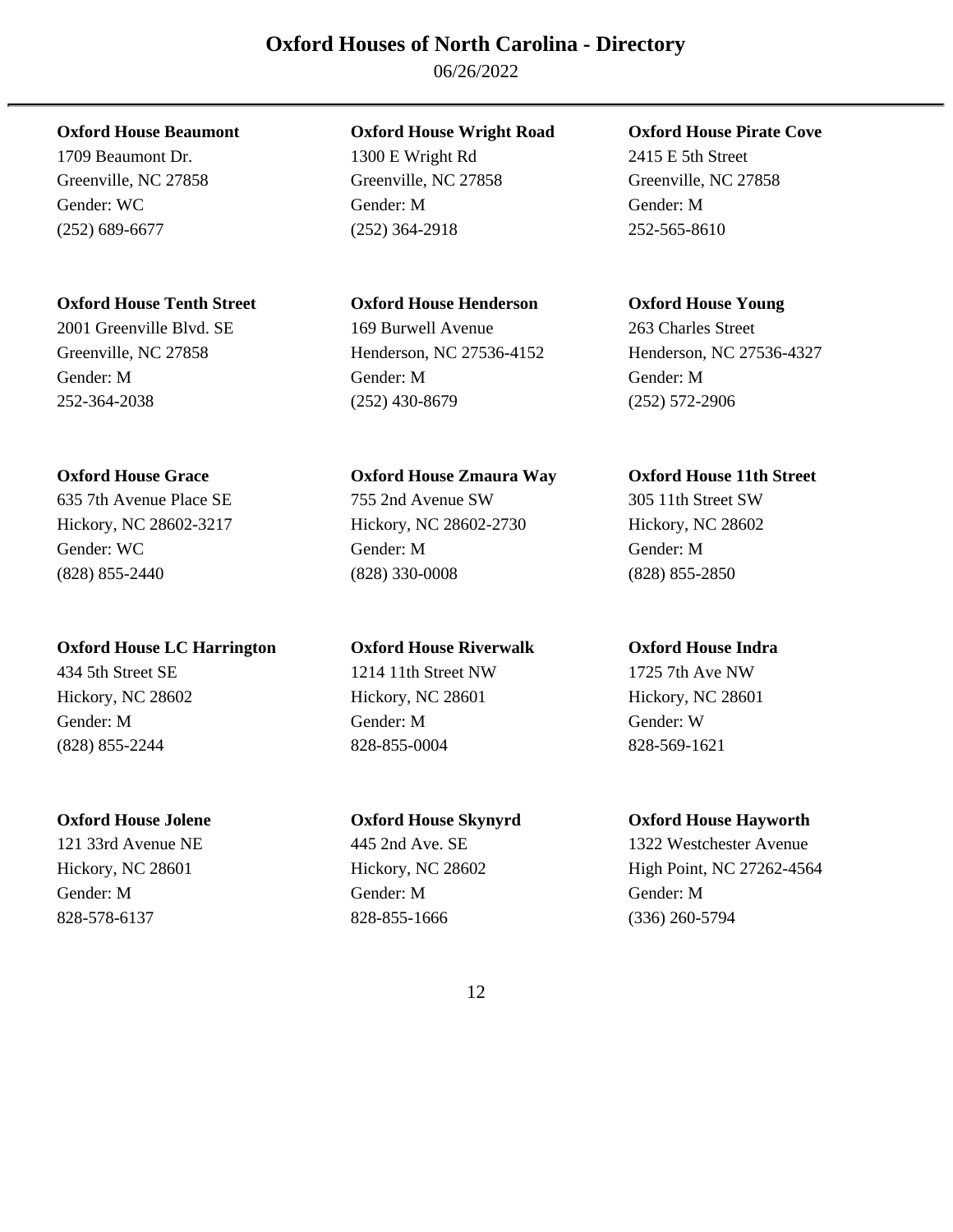# Oxford Houses of North Carolina - Directory

06/26/2022

**Oxford House Beaumont**
1709 Beaumont Dr.
Greenville, NC 27858
Gender: WC
(252) 689-6677

**Oxford House Wright Road**
1300 E Wright Rd
Greenville, NC 27858
Gender: M
(252) 364-2918

**Oxford House Pirate Cove**
2415 E 5th Street
Greenville, NC 27858
Gender: M
252-565-8610

**Oxford House Tenth Street**
2001 Greenville Blvd. SE
Greenville, NC 27858
Gender: M
252-364-2038

**Oxford House Henderson**
169 Burwell Avenue
Henderson, NC 27536-4152
Gender: M
(252) 430-8679

**Oxford House Young**
263 Charles Street
Henderson, NC 27536-4327
Gender: M
(252) 572-2906

**Oxford House Grace**
635 7th Avenue Place SE
Hickory, NC 28602-3217
Gender: WC
(828) 855-2440

**Oxford House Zmaura Way**
755 2nd Avenue SW
Hickory, NC 28602-2730
Gender: M
(828) 330-0008

**Oxford House 11th Street**
305 11th Street SW
Hickory, NC 28602
Gender: M
(828) 855-2850

**Oxford House LC Harrington**
434 5th Street SE
Hickory, NC 28602
Gender: M
(828) 855-2244

**Oxford House Riverwalk**
1214 11th Street NW
Hickory, NC 28601
Gender: M
828-855-0004

**Oxford House Indra**
1725 7th Ave NW
Hickory, NC 28601
Gender: W
828-569-1621

**Oxford House Jolene**
121 33rd Avenue NE
Hickory, NC 28601
Gender: M
828-578-6137

**Oxford House Skynyrd**
445 2nd Ave. SE
Hickory, NC 28602
Gender: M
828-855-1666

**Oxford House Hayworth**
1322 Westchester Avenue
High Point, NC 27262-4564
Gender: M
(336) 260-5794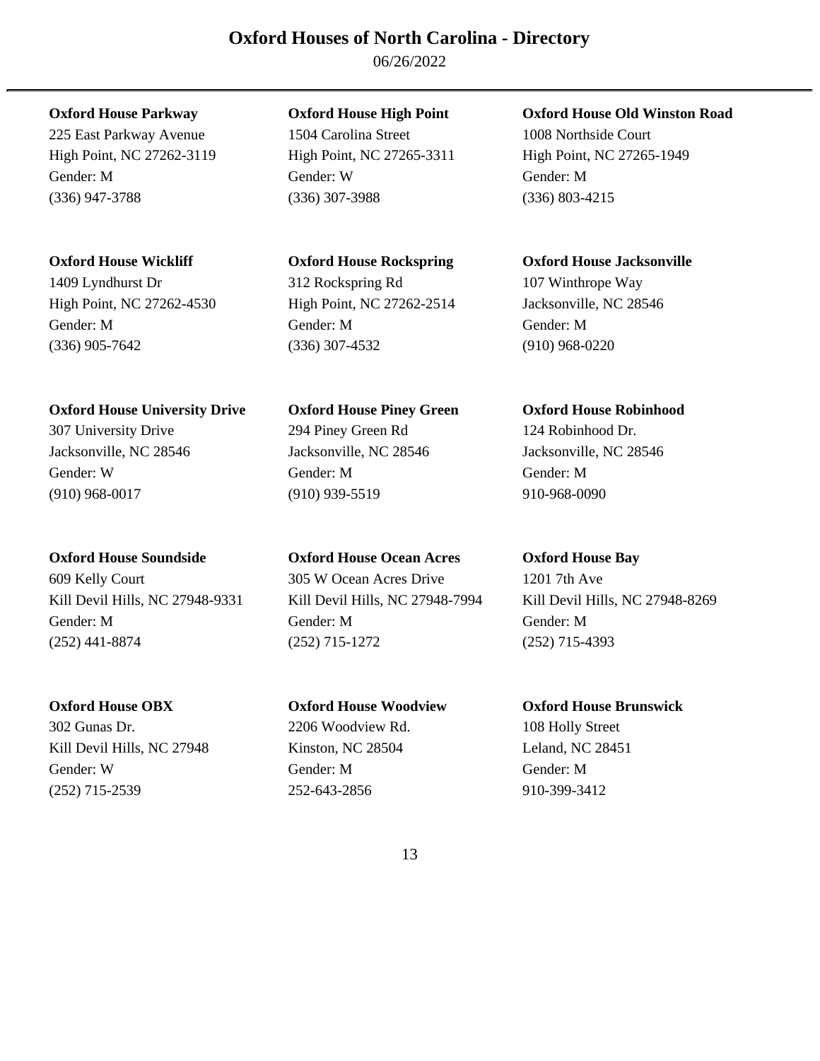# Oxford Houses of North Carolina - Directory

06/26/2022

---

**Oxford House Parkway**
225 East Parkway Avenue
High Point, NC 27262-3119
Gender: M
(336) 947-3788

**Oxford House High Point**
1504 Carolina Street
High Point, NC 27265-3311
Gender: W
(336) 307-3988

**Oxford House Old Winston Road**
1008 Northside Court
High Point, NC 27265-1949
Gender: M
(336) 803-4215

**Oxford House Wickliff**
1409 Lyndhurst Dr
High Point, NC 27262-4530
Gender: M
(336) 905-7642

**Oxford House Rockspring**
312 Rockspring Rd
High Point, NC 27262-2514
Gender: M
(336) 307-4532

**Oxford House Jacksonville**
107 Winthrope Way
Jacksonville, NC 28546
Gender: M
(910) 968-0220

**Oxford House University Drive**
307 University Drive
Jacksonville, NC 28546
Gender: W
(910) 968-0017

**Oxford House Piney Green**
294 Piney Green Rd
Jacksonville, NC 28546
Gender: M
(910) 939-5519

**Oxford House Robinhood**
124 Robinhood Dr.
Jacksonville, NC 28546
Gender: M
910-968-0090

**Oxford House Soundside**
609 Kelly Court
Kill Devil Hills, NC 27948-9331
Gender: M
(252) 441-8874

**Oxford House Ocean Acres**
305 W Ocean Acres Drive
Kill Devil Hills, NC 27948-7994
Gender: M
(252) 715-1272

**Oxford House Bay**
1201 7th Ave
Kill Devil Hills, NC 27948-8269
Gender: M
(252) 715-4393

**Oxford House OBX**
302 Gunas Dr.
Kill Devil Hills, NC 27948
Gender: W
(252) 715-2539

**Oxford House Woodview**
2206 Woodview Rd.
Kinston, NC 28504
Gender: M
252-643-2856

**Oxford House Brunswick**
108 Holly Street
Leland, NC 28451
Gender: M
910-399-3412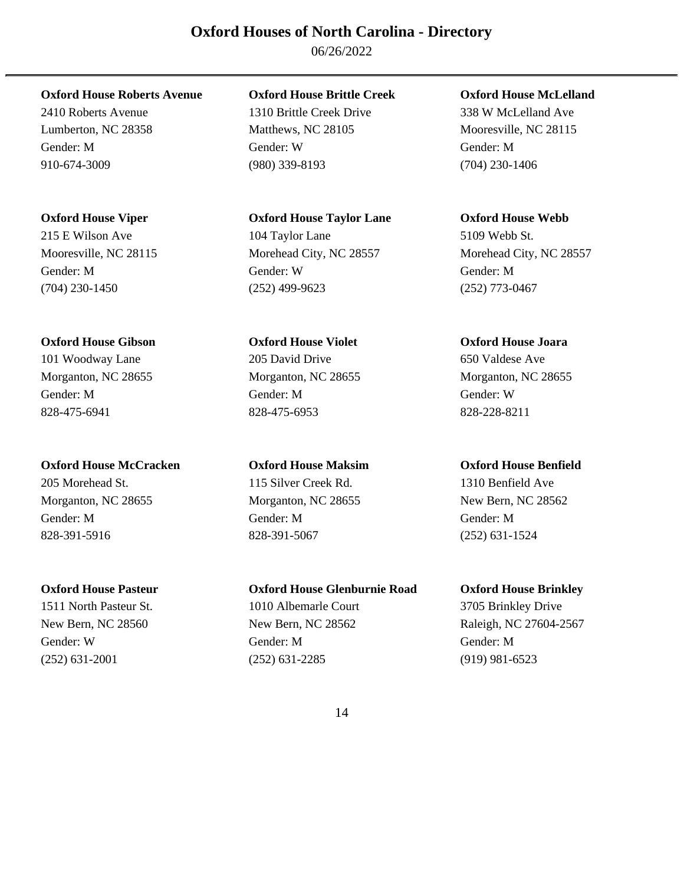**Oxford House Roberts Avenue**
2410 Roberts Avenue
Lumberton, NC 28358
Gender: M
910-674-3009

**Oxford House Brittle Creek**
1310 Brittle Creek Drive
Matthews, NC 28105
Gender: W
(980) 339-8193

**Oxford House McLelland**
338 W McLelland Ave
Mooresville, NC 28115
Gender: M
(704) 230-1406

**Oxford House Viper**
215 E Wilson Ave
Mooresville, NC 28115
Gender: M
(704) 230-1450

**Oxford House Taylor Lane**
104 Taylor Lane
Morehead City, NC 28557
Gender: W
(252) 499-9623

**Oxford House Webb**
5109 Webb St.
Morehead City, NC 28557
Gender: M
(252) 773-0467

**Oxford House Gibson**
101 Woodway Lane
Morganton, NC 28655
Gender: M
828-475-6941

**Oxford House Violet**
205 David Drive
Morganton, NC 28655
Gender: M
828-475-6953

**Oxford House Joara**
650 Valdese Ave
Morganton, NC 28655
Gender: W
828-228-8211

**Oxford House McCracken**
205 Morehead St.
Morganton, NC 28655
Gender: M
828-391-5916

**Oxford House Maksim**
115 Silver Creek Rd.
Morganton, NC 28655
Gender: M
828-391-5067

**Oxford House Benfield**
1310 Benfield Ave
New Bern, NC 28562
Gender: M
(252) 631-1524

**Oxford House Pasteur**
1511 North Pasteur St.
New Bern, NC 28560
Gender: W
(252) 631-2001

**Oxford House Glenburnie Road**
1010 Albemarle Court
New Bern, NC 28562
Gender: M
(252) 631-2285

**Oxford House Brinkley**
3705 Brinkley Drive
Raleigh, NC 27604-2567
Gender: M
(919) 981-6523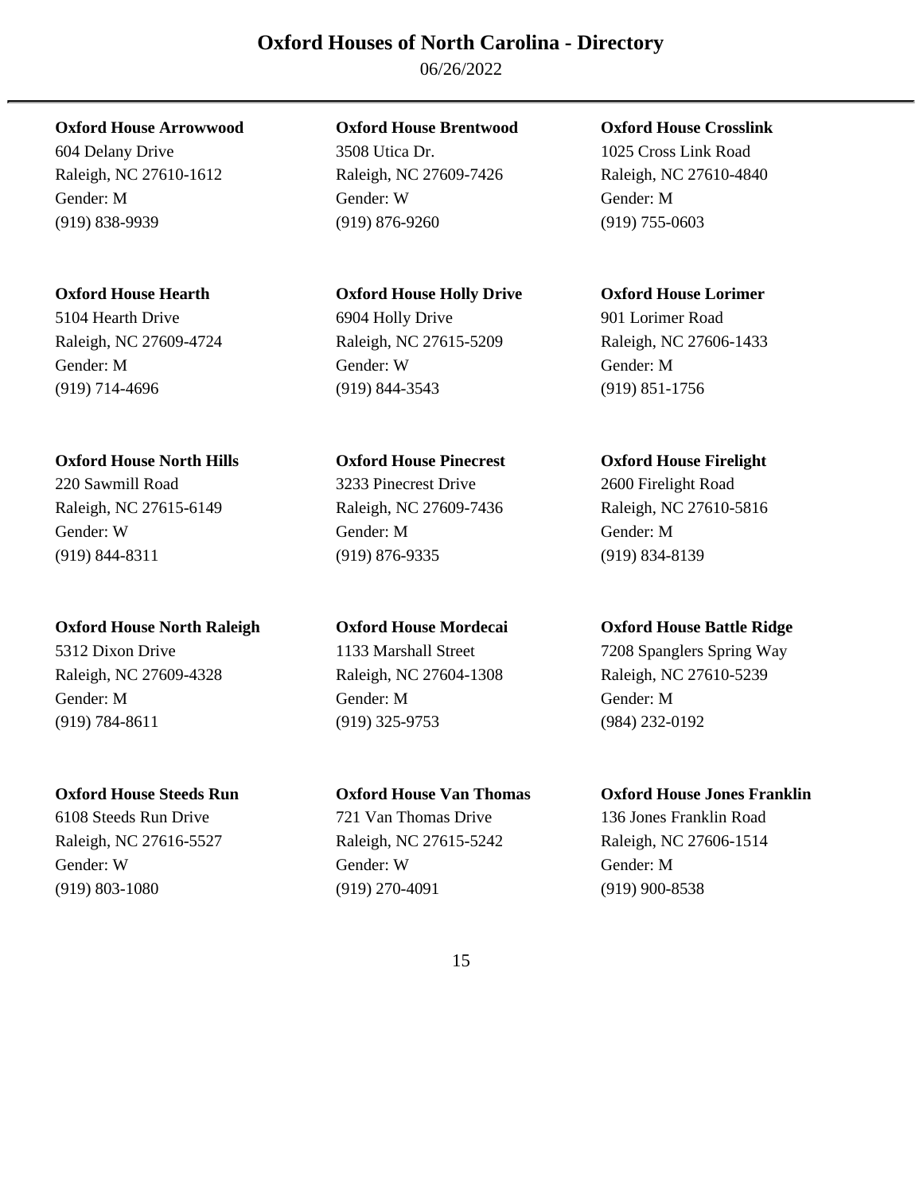**Oxford House Arrowwood**
604 Delany Drive
Raleigh, NC 27610-1612
Gender: M
(919) 838-9939

**Oxford House Brentwood**
3508 Utica Dr.
Raleigh, NC 27609-7426
Gender: W
(919) 876-9260

**Oxford House Crosslink**
1025 Cross Link Road
Raleigh, NC 27610-4840
Gender: M
(919) 755-0603

**Oxford House Hearth**
5104 Hearth Drive
Raleigh, NC 27609-4724
Gender: M
(919) 714-4696

**Oxford House Holly Drive**
6904 Holly Drive
Raleigh, NC 27615-5209
Gender: W
(919) 844-3543

**Oxford House Lorimer**
901 Lorimer Road
Raleigh, NC 27606-1433
Gender: M
(919) 851-1756

**Oxford House North Hills**
220 Sawmill Road
Raleigh, NC 27615-6149
Gender: W
(919) 844-8311

**Oxford House Pinecrest**
3233 Pinecrest Drive
Raleigh, NC 27609-7436
Gender: M
(919) 876-9335

**Oxford House Firelight**
2600 Firelight Road
Raleigh, NC 27610-5816
Gender: M
(919) 834-8139

**Oxford House North Raleigh**
5312 Dixon Drive
Raleigh, NC 27609-4328
Gender: M
(919) 784-8611

**Oxford House Mordecai**
1133 Marshall Street
Raleigh, NC 27604-1308
Gender: M
(919) 325-9753

**Oxford House Battle Ridge**
7208 Spanglers Spring Way
Raleigh, NC 27610-5239
Gender: M
(984) 232-0192

**Oxford House Steeds Run**
6108 Steeds Run Drive
Raleigh, NC 27616-5527
Gender: W
(919) 803-1080

**Oxford House Van Thomas**
721 Van Thomas Drive
Raleigh, NC 27615-5242
Gender: W
(919) 270-4091

**Oxford House Jones Franklin**
136 Jones Franklin Road
Raleigh, NC 27606-1514
Gender: M
(919) 900-8538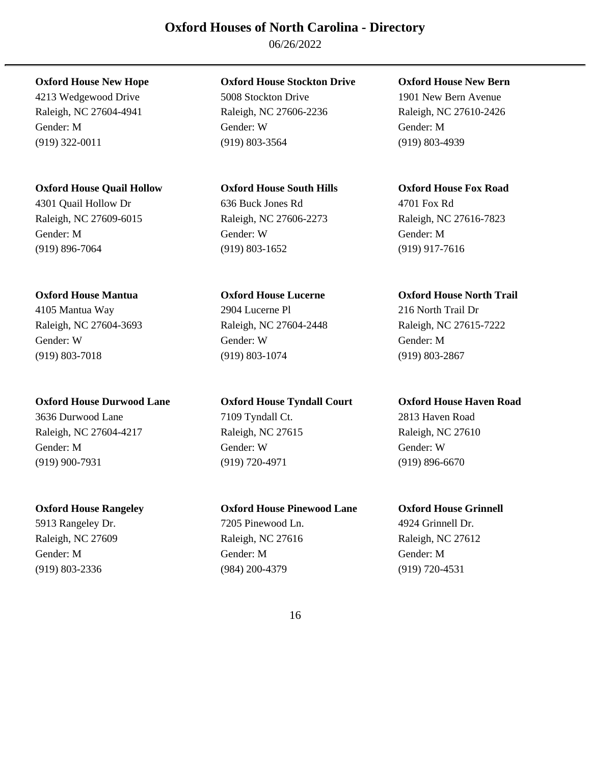**Oxford House New Hope**
4213 Wedgewood Drive
Raleigh, NC 27604-4941
Gender: M
(919) 322-0011

**Oxford House Stockton Drive**
5008 Stockton Drive
Raleigh, NC 27606-2236
Gender: W
(919) 803-3564

**Oxford House New Bern**
1901 New Bern Avenue
Raleigh, NC 27610-2426
Gender: M
(919) 803-4939

**Oxford House Quail Hollow**
4301 Quail Hollow Dr
Raleigh, NC 27609-6015
Gender: M
(919) 896-7064

**Oxford House South Hills**
636 Buck Jones Rd
Raleigh, NC 27606-2273
Gender: W
(919) 803-1652

**Oxford House Fox Road**
4701 Fox Rd
Raleigh, NC 27616-7823
Gender: M
(919) 917-7616

**Oxford House Mantua**
4105 Mantua Way
Raleigh, NC 27604-3693
Gender: W
(919) 803-7018

**Oxford House Lucerne**
2904 Lucerne Pl
Raleigh, NC 27604-2448
Gender: W
(919) 803-1074

**Oxford House North Trail**
216 North Trail Dr
Raleigh, NC 27615-7222
Gender: M
(919) 803-2867

**Oxford House Durwood Lane**
3636 Durwood Lane
Raleigh, NC 27604-4217
Gender: M
(919) 900-7931

**Oxford House Tyndall Court**
7109 Tyndall Ct.
Raleigh, NC 27615
Gender: W
(919) 720-4971

**Oxford House Haven Road**
2813 Haven Road
Raleigh, NC 27610
Gender: W
(919) 896-6670

**Oxford House Rangeley**
5913 Rangeley Dr.
Raleigh, NC 27609
Gender: M
(919) 803-2336

**Oxford House Pinewood Lane**
7205 Pinewood Ln.
Raleigh, NC 27616
Gender: M
(984) 200-4379

**Oxford House Grinnell**
4924 Grinnell Dr.
Raleigh, NC 27612
Gender: M
(919) 720-4531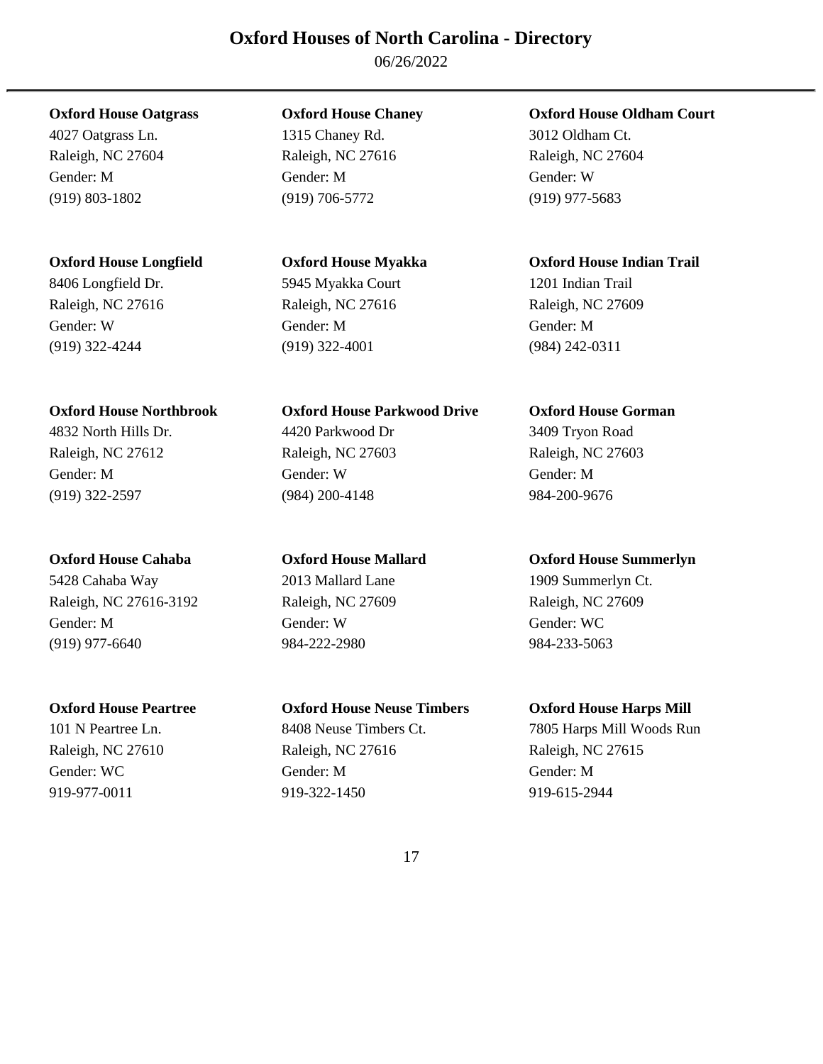# Oxford Houses of North Carolina - Directory

06/26/2022

---

**Oxford House Oatgrass**
4027 Oatgrass Ln.
Raleigh, NC 27604
Gender: M
(919) 803-1802

**Oxford House Chaney**
1315 Chaney Rd.
Raleigh, NC 27616
Gender: M
(919) 706-5772

**Oxford House Oldham Court**
3012 Oldham Ct.
Raleigh, NC 27604
Gender: W
(919) 977-5683

**Oxford House Longfield**
8406 Longfield Dr.
Raleigh, NC 27616
Gender: W
(919) 322-4244

**Oxford House Myakka**
5945 Myakka Court
Raleigh, NC 27616
Gender: M
(919) 322-4001

**Oxford House Indian Trail**
1201 Indian Trail
Raleigh, NC 27609
Gender: M
(984) 242-0311

**Oxford House Northbrook**
4832 North Hills Dr.
Raleigh, NC 27612
Gender: M
(919) 322-2597

**Oxford House Parkwood Drive**
4420 Parkwood Dr
Raleigh, NC 27603
Gender: W
(984) 200-4148

**Oxford House Gorman**
3409 Tryon Road
Raleigh, NC 27603
Gender: M
984-200-9676

**Oxford House Cahaba**
5428 Cahaba Way
Raleigh, NC 27616-3192
Gender: M
(919) 977-6640

**Oxford House Mallard**
2013 Mallard Lane
Raleigh, NC 27609
Gender: W
984-222-2980

**Oxford House Summerlyn**
1909 Summerlyn Ct.
Raleigh, NC 27609
Gender: WC
984-233-5063

**Oxford House Peartree**
101 N Peartree Ln.
Raleigh, NC 27610
Gender: WC
919-977-0011

**Oxford House Neuse Timbers**
8408 Neuse Timbers Ct.
Raleigh, NC 27616
Gender: M
919-322-1450

**Oxford House Harps Mill**
7805 Harps Mill Woods Run
Raleigh, NC 27615
Gender: M
919-615-2944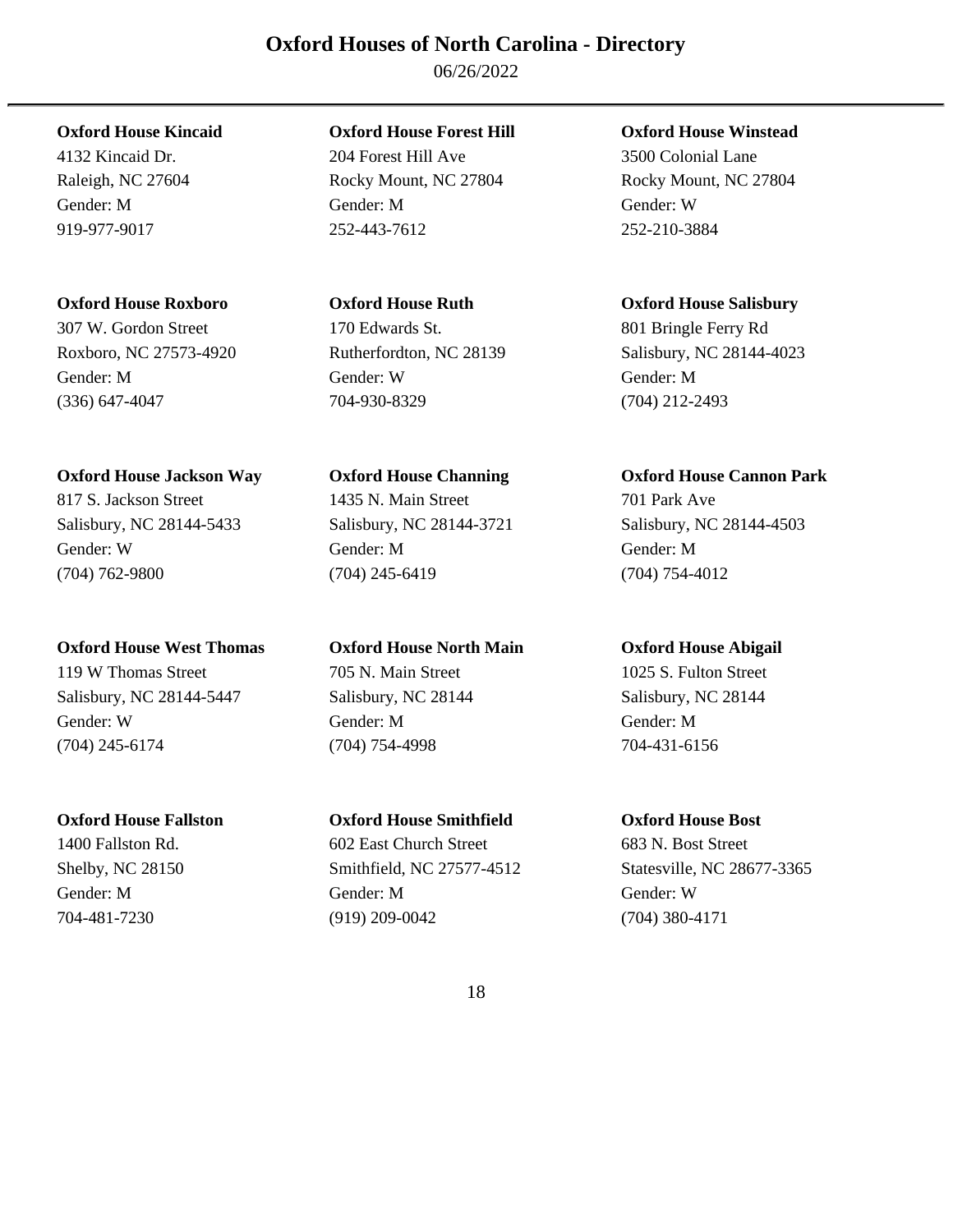# Oxford Houses of North Carolina - Directory

06/26/2022

**Oxford House Kincaid**
4132 Kincaid Dr.
Raleigh, NC 27604
Gender: M
919-977-9017

**Oxford House Forest Hill**
204 Forest Hill Ave
Rocky Mount, NC 27804
Gender: M
252-443-7612

**Oxford House Winstead**
3500 Colonial Lane
Rocky Mount, NC 27804
Gender: W
252-210-3884

**Oxford House Roxboro**
307 W. Gordon Street
Roxboro, NC 27573-4920
Gender: M
(336) 647-4047

**Oxford House Ruth**
170 Edwards St.
Rutherfordton, NC 28139
Gender: W
704-930-8329

**Oxford House Salisbury**
801 Bringle Ferry Rd
Salisbury, NC 28144-4023
Gender: M
(704) 212-2493

**Oxford House Jackson Way**
817 S. Jackson Street
Salisbury, NC 28144-5433
Gender: W
(704) 762-9800

**Oxford House Channing**
1435 N. Main Street
Salisbury, NC 28144-3721
Gender: M
(704) 245-6419

**Oxford House Cannon Park**
701 Park Ave
Salisbury, NC 28144-4503
Gender: M
(704) 754-4012

**Oxford House West Thomas**
119 W Thomas Street
Salisbury, NC 28144-5447
Gender: W
(704) 245-6174

**Oxford House North Main**
705 N. Main Street
Salisbury, NC 28144
Gender: M
(704) 754-4998

**Oxford House Abigail**
1025 S. Fulton Street
Salisbury, NC 28144
Gender: M
704-431-6156

**Oxford House Fallston**
1400 Fallston Rd.
Shelby, NC 28150
Gender: M
704-481-7230

**Oxford House Smithfield**
602 East Church Street
Smithfield, NC 27577-4512
Gender: M
(919) 209-0042

**Oxford House Bost**
683 N. Bost Street
Statesville, NC 28677-3365
Gender: W
(704) 380-4171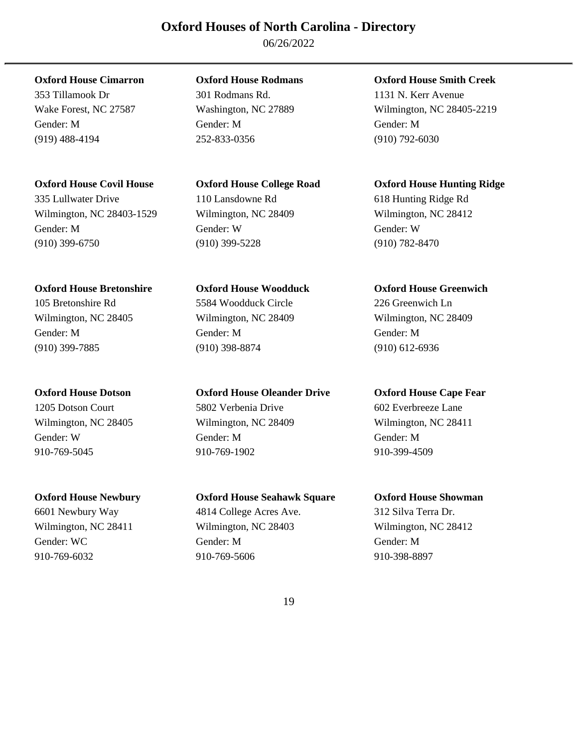# Oxford Houses of North Carolina - Directory

06/26/2022

**Oxford House Cimarron**
353 Tillamook Dr
Wake Forest, NC 27587
Gender: M
(919) 488-4194

**Oxford House Rodmans**
301 Rodmans Rd.
Washington, NC 27889
Gender: M
252-833-0356

**Oxford House Smith Creek**
1131 N. Kerr Avenue
Wilmington, NC 28405-2219
Gender: M
(910) 792-6030

**Oxford House Covil House**
335 Lullwater Drive
Wilmington, NC 28403-1529
Gender: M
(910) 399-6750

**Oxford House College Road**
110 Lansdowne Rd
Wilmington, NC 28409
Gender: W
(910) 399-5228

**Oxford House Hunting Ridge**
618 Hunting Ridge Rd
Wilmington, NC 28412
Gender: W
(910) 782-8470

**Oxford House Bretonshire**
105 Bretonshire Rd
Wilmington, NC 28405
Gender: M
(910) 399-7885

**Oxford House Woodduck**
5584 Woodduck Circle
Wilmington, NC 28409
Gender: M
(910) 398-8874

**Oxford House Greenwich**
226 Greenwich Ln
Wilmington, NC 28409
Gender: M
(910) 612-6936

**Oxford House Dotson**
1205 Dotson Court
Wilmington, NC 28405
Gender: W
910-769-5045

**Oxford House Oleander Drive**
5802 Verbenia Drive
Wilmington, NC 28409
Gender: M
910-769-1902

**Oxford House Cape Fear**
602 Everbreeze Lane
Wilmington, NC 28411
Gender: M
910-399-4509

**Oxford House Newbury**
6601 Newbury Way
Wilmington, NC 28411
Gender: WC
910-769-6032

**Oxford House Seahawk Square**
4814 College Acres Ave.
Wilmington, NC 28403
Gender: M
910-769-5606

**Oxford House Showman**
312 Silva Terra Dr.
Wilmington, NC 28412
Gender: M
910-398-8897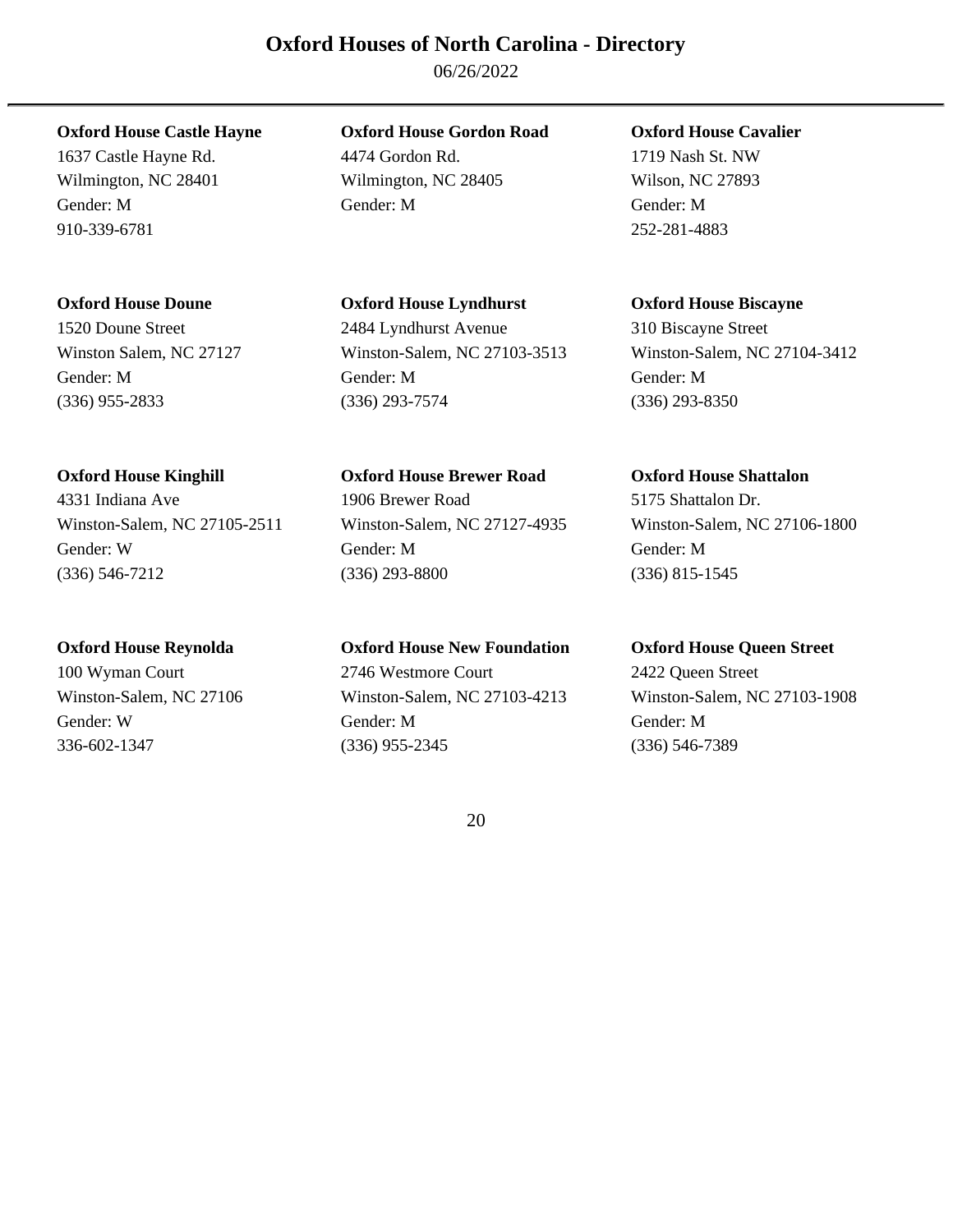# Oxford Houses of North Carolina - Directory

06/26/2022

**Oxford House Castle Hayne**
1637 Castle Hayne Rd.
Wilmington, NC 28401
Gender: M
910-339-6781

**Oxford House Gordon Road**
4474 Gordon Rd.
Wilmington, NC 28405
Gender: M

**Oxford House Cavalier**
1719 Nash St. NW
Wilson, NC 27893
Gender: M
252-281-4883

**Oxford House Doune**
1520 Doune Street
Winston Salem, NC 27127
Gender: M
(336) 955-2833

**Oxford House Lyndhurst**
2484 Lyndhurst Avenue
Winston-Salem, NC 27103-3513
Gender: M
(336) 293-7574

**Oxford House Biscayne**
310 Biscayne Street
Winston-Salem, NC 27104-3412
Gender: M
(336) 293-8350

**Oxford House Kinghill**
4331 Indiana Ave
Winston-Salem, NC 27105-2511
Gender: W
(336) 546-7212

**Oxford House Brewer Road**
1906 Brewer Road
Winston-Salem, NC 27127-4935
Gender: M
(336) 293-8800

**Oxford House Shattalon**
5175 Shattalon Dr.
Winston-Salem, NC 27106-1800
Gender: M
(336) 815-1545

**Oxford House Reynolda**
100 Wyman Court
Winston-Salem, NC 27106
Gender: W
336-602-1347

**Oxford House New Foundation**
2746 Westmore Court
Winston-Salem, NC 27103-4213
Gender: M
(336) 955-2345

**Oxford House Queen Street**
2422 Queen Street
Winston-Salem, NC 27103-1908
Gender: M
(336) 546-7389